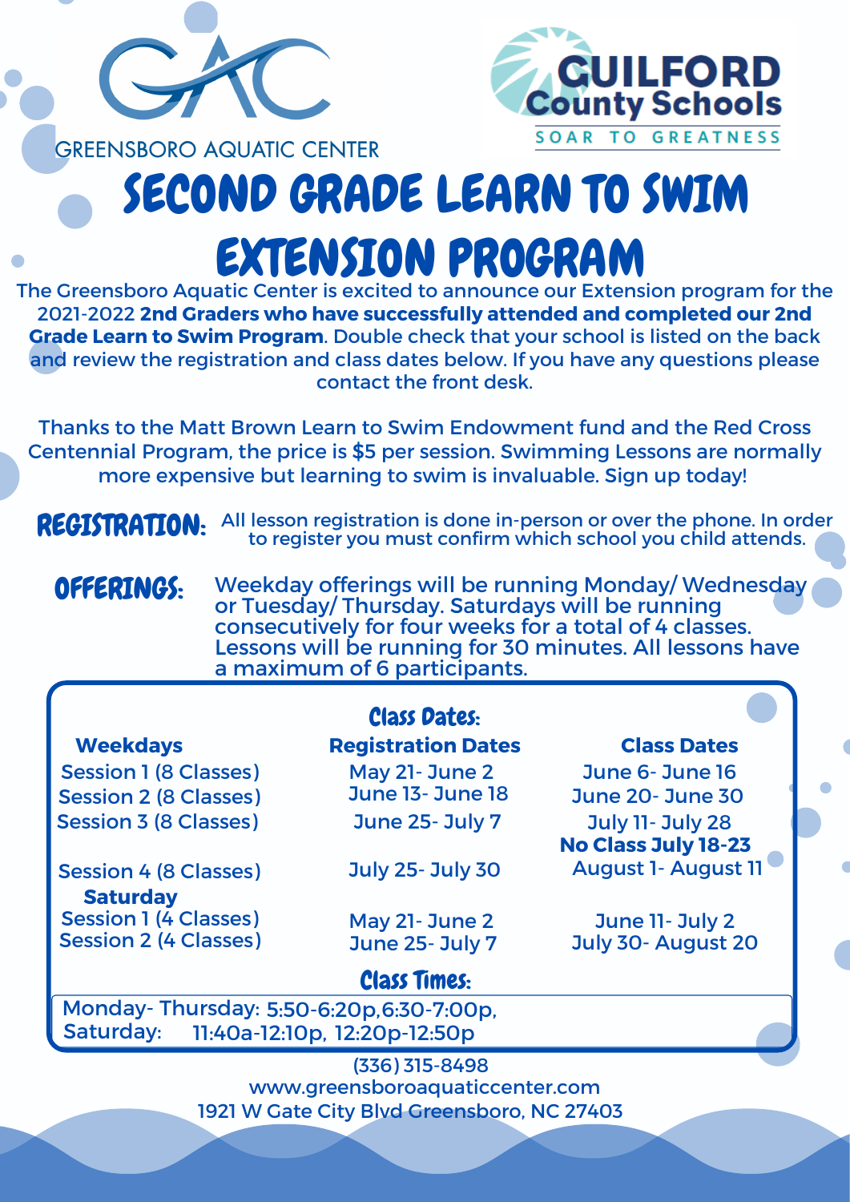GREENSBORO AQUATIC CENTER

Guilford County Schools — SOAR TO GREATNESS

# SECOND GRADE LEARN TO SWIM EXTENSION PROGRAM

The Greensboro Aquatic Center is excited to announce our Extension program for the 2021-2022 **2nd Graders who have successfully attended and completed our 2nd Grade Learn to Swim Program**. Double check that your school is listed on the back and review the registration and class dates below. If you have any questions please contact the front desk.

Thanks to the Matt Brown Learn to Swim Endowment fund and the Red Cross Centennial Program, the price is $5 per session. Swimming Lessons are normally more expensive but learning to swim is invaluable. Sign up today!

**REGISTRATION:** All lesson registration is done in-person or over the phone. In order to register you must confirm which school you child attends.

**OFFERINGS:** Weekday offerings will be running Monday/ Wednesday or Tuesday/ Thursday. Saturdays will be running consecutively for four weeks for a total of 4 classes. Lessons will be running for 30 minutes. All lessons have a maximum of 6 participants.

## Class Dates:

| Weekdays | Registration Dates | Class Dates |
|---|---|---|
| Session 1 (8 Classes) | May 21- June 2 | June 6- June 16 |
| Session 2 (8 Classes) | June 13- June 18 | June 20- June 30 |
| Session 3 (8 Classes) | June 25- July 7 | July 11- July 28 **No Class July 18-23** |
| Session 4 (8 Classes) | July 25- July 30 | August 1- August 11 |
| **Saturday** | | |
| Session 1 (4 Classes) | May 21- June 2 | June 11- July 2 |
| Session 2 (4 Classes) | June 25- July 7 | July 30- August 20 |

## Class Times:

Monday- Thursday: 5:50-6:20p, 6:30-7:00p,
Saturday: 11:40a-12:10p, 12:20p-12:50p

(336) 315-8498
www.greensboroaquaticcenter.com
1921 W Gate City Blvd Greensboro, NC 27403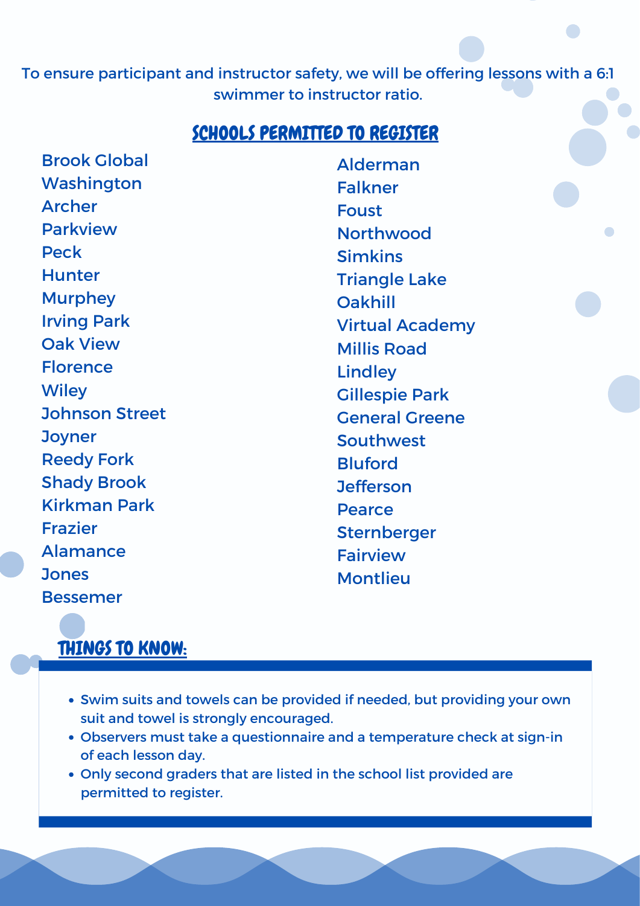To ensure participant and instructor safety, we will be offering lessons with a 6:1 swimmer to instructor ratio.

## SCHOOLS PERMITTED TO REGISTER

- Brook Global
- Washington
- Archer
- Parkview
- Peck
- Hunter
- Murphey
- Irving Park
- Oak View
- Florence
- Wiley
- Johnson Street
- Joyner
- Reedy Fork
- Shady Brook
- Kirkman Park
- Frazier
- Alamance
- Jones
- Bessemer
- Alderman
- Falkner
- Foust
- Northwood
- Simkins
- Triangle Lake
- Oakhill
- Virtual Academy
- Millis Road
- Lindley
- Gillespie Park
- General Greene
- Southwest
- Bluford
- Jefferson
- Pearce
- Sternberger
- Fairview
- Montlieu

## THINGS TO KNOW:

- Swim suits and towels can be provided if needed, but providing your own suit and towel is strongly encouraged.
- Observers must take a questionnaire and a temperature check at sign-in of each lesson day.
- Only second graders that are listed in the school list provided are permitted to register.